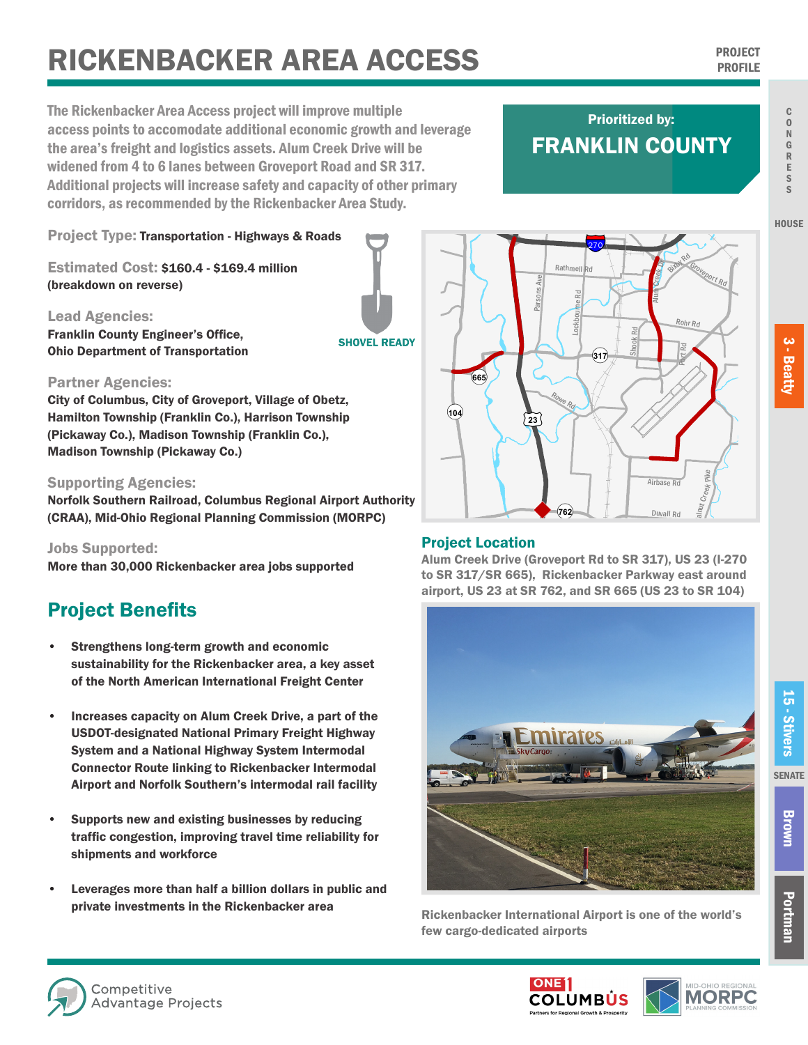# RICKENBACKER AREA ACCESS

PROJECT PROFILE

**The Rickenbacker Area Access project will improve multiple access points to accomodate additional economic growth and leverage the area's freight and logistics assets. Alum Creek Drive will be widened from 4 to 6 lanes between Groveport Road and SR 317. Additional projects will increase safety and capacity of other primary corridors, as recommended by the Rickenbacker Area Study.**

Prioritized by:
**FRANKLIN COUNTY**

**Project Type:** Transportation - Highways & Roads

**Estimated Cost:** $160.4 - $169.4 million (breakdown on reverse)

SHOVEL READY

**Lead Agencies:**
Franklin County Engineer's Office, Ohio Department of Transportation

**Partner Agencies:**
City of Columbus, City of Groveport, Village of Obetz, Hamilton Township (Franklin Co.), Harrison Township (Pickaway Co.), Madison Township (Franklin Co.), Madison Township (Pickaway Co.)

**Supporting Agencies:**
Norfolk Southern Railroad, Columbus Regional Airport Authority (CRAA), Mid-Ohio Regional Planning Commission (MORPC)

**Jobs Supported:**
More than 30,000 Rickenbacker area jobs supported

## Project Benefits

- Strengthens long-term growth and economic sustainability for the Rickenbacker area, a key asset of the North American International Freight Center
- Increases capacity on Alum Creek Drive, a part of the USDOT-designated National Primary Freight Highway System and a National Highway System Intermodal Connector Route linking to Rickenbacker Intermodal Airport and Norfolk Southern's intermodal rail facility
- Supports new and existing businesses by reducing traffic congestion, improving travel time reliability for shipments and workforce
- Leverages more than half a billion dollars in public and private investments in the Rickenbacker area

### Project Location

Alum Creek Drive (Groveport Rd to SR 317), US 23 (I-270 to SR 317/SR 665), Rickenbacker Parkway east around airport, US 23 at SR 762, and SR 665 (US 23 to SR 104)

Rickenbacker International Airport is one of the world's few cargo-dedicated airports

CONGRESS HOUSE: 3 - Beatty, 15 - Stivers

SENATE: Brown, Portman

Competitive Advantage Projects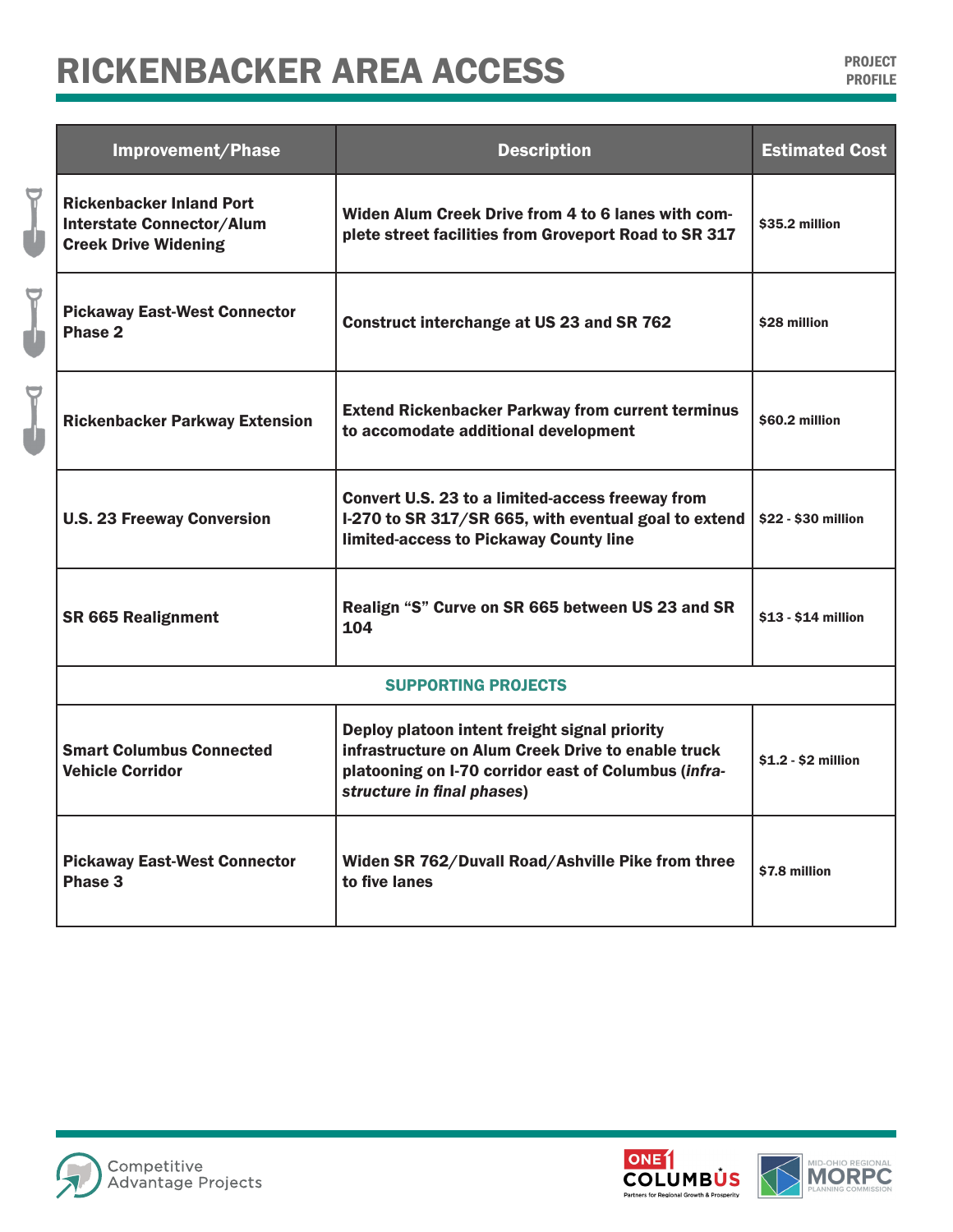# RICKENBACKER AREA ACCESS

PROJECT PROFILE

| Improvement/Phase | Description | Estimated Cost |
|---|---|---|
| Rickenbacker Inland Port Interstate Connector/Alum Creek Drive Widening | Widen Alum Creek Drive from 4 to 6 lanes with complete street facilities from Groveport Road to SR 317 | $35.2 million |
| Pickaway East-West Connector Phase 2 | Construct interchange at US 23 and SR 762 | $28 million |
| Rickenbacker Parkway Extension | Extend Rickenbacker Parkway from current terminus to accomodate additional development | $60.2 million |
| U.S. 23 Freeway Conversion | Convert U.S. 23 to a limited-access freeway from I-270 to SR 317/SR 665, with eventual goal to extend limited-access to Pickaway County line | $22 - $30 million |
| SR 665 Realignment | Realign "S" Curve on SR 665 between US 23 and SR 104 | $13 - $14 million |
| **SUPPORTING PROJECTS** | | |
| Smart Columbus Connected Vehicle Corridor | Deploy platoon intent freight signal priority infrastructure on Alum Creek Drive to enable truck platooning on I-70 corridor east of Columbus (*infrastructure in final phases*) | $1.2 - $2 million |
| Pickaway East-West Connector Phase 3 | Widen SR 762/Duvall Road/Ashville Pike from three to five lanes | $7.8 million |